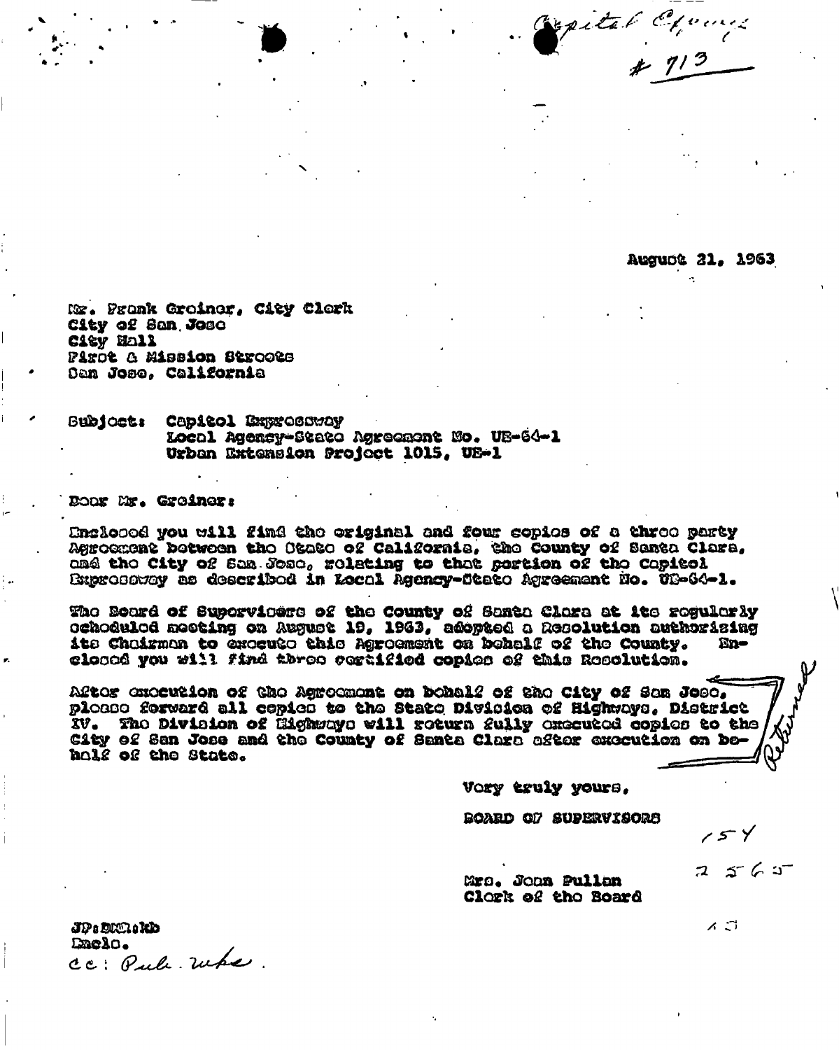Capitol Expwy
\# 713

August 21, 1963

Mr. Frank Greiner, City Clerk
City of San Jose
City Hall
First & Mission Streets
San Jose, California

Subject: Capitol Expressway
Local Agency-State Agreement No. UE-64-1
Urban Extension Project 1015, UE-1

Dear Mr. Greiner:

Enclosed you will find the original and four copies of a three party Agreement between the State of California, the County of Santa Clara, and the City of San Jose, relating to that portion of the Capitol Expressway as described in Local Agency-State Agreement No. UE-64-1.

The Board of Supervisors of the County of Santa Clara at its regularly scheduled meeting on August 19, 1963, adopted a Resolution authorizing its Chairman to execute this Agreement on behalf of the County. Enclosed you will find three certified copies of this Resolution.

After execution of the Agreement on behalf of the City of San Jose, please forward all copies to the State Division of Highways, District IV. The Division of Highways will return fully executed copies to the City of San Jose and the County of Santa Clara after execution on behalf of the State.

Returned

Very truly yours,

BOARD OF SUPERVISORS

154

2565

Mrs. Jean Pullan
Clerk of the Board

JP:DCC:kb
Encls.
cc: Pub. Wks.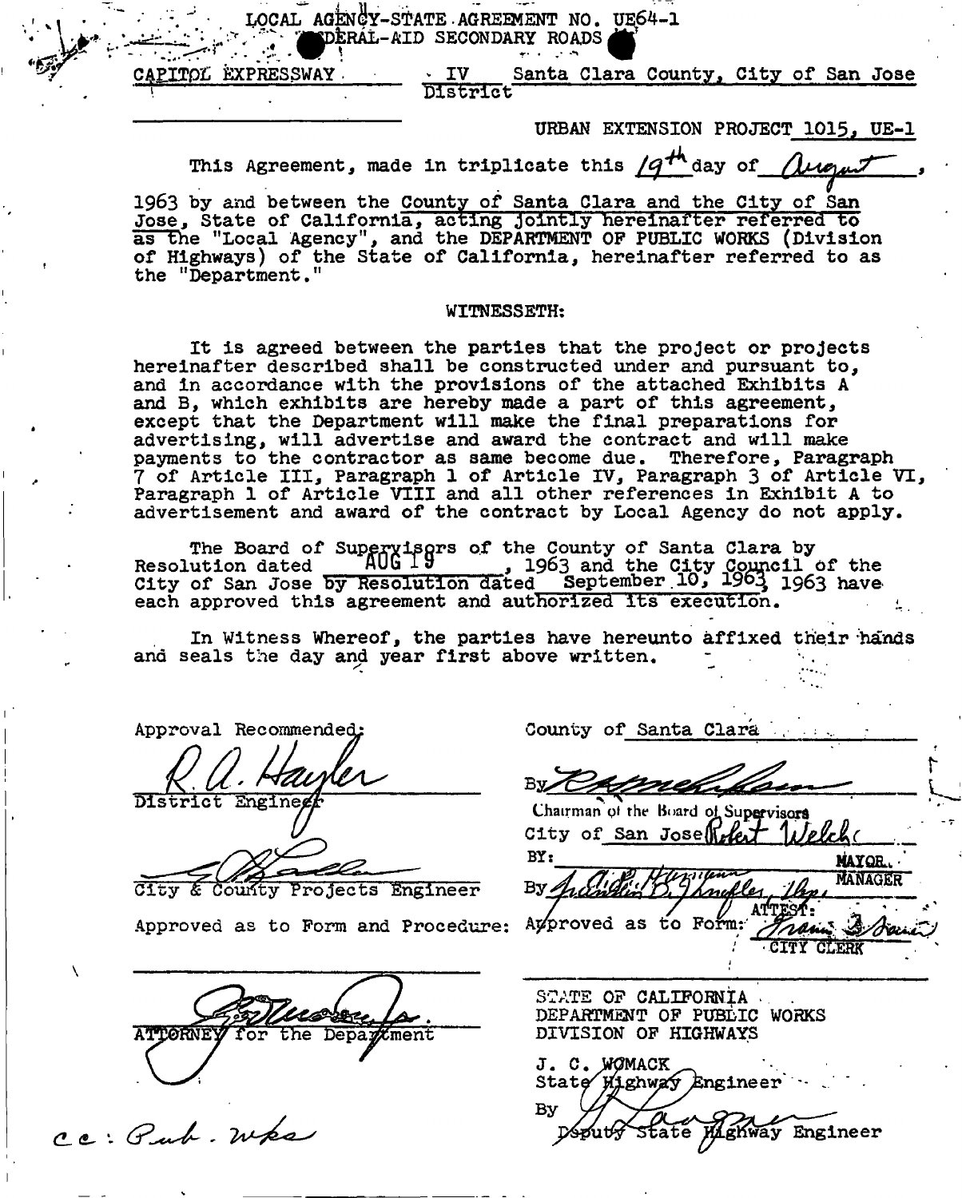LOCAL AGENCY-STATE AGREEMENT NO. UE64-1
FEDERAL-AID SECONDARY ROADS

CAPITOL EXPRESSWAY IV District Santa Clara County, City of San Jose

URBAN EXTENSION PROJECT 1015, UE-1

This Agreement, made in triplicate this 19th day of August, 1963 by and between the County of Santa Clara and the City of San Jose, State of California, acting jointly hereinafter referred to as the "Local Agency", and the DEPARTMENT OF PUBLIC WORKS (Division of Highways) of the State of California, hereinafter referred to as the "Department."

WITNESSETH:

It is agreed between the parties that the project or projects hereinafter described shall be constructed under and pursuant to, and in accordance with the provisions of the attached Exhibits A and B, which exhibits are hereby made a part of this agreement, except that the Department will make the final preparations for advertising, will advertise and award the contract and will make payments to the contractor as same become due. Therefore, Paragraph 7 of Article III, Paragraph 1 of Article IV, Paragraph 3 of Article VI, Paragraph 1 of Article VIII and all other references in Exhibit A to advertisement and award of the contract by Local Agency do not apply.

The Board of Supervisors of the County of Santa Clara by Resolution dated AUG 19, 1963 and the City Council of the City of San Jose by Resolution dated September 10, 1963 have each approved this agreement and authorized its execution.

In Witness Whereof, the parties have hereunto affixed their hands and seals the day and year first above written.

Approval Recommended:

R. A. Hayler
District Engineer

City & County Projects Engineer

Approved as to Form and Procedure:

ATTORNEY for the Department

cc: Pub. Wks

County of Santa Clara

By
Chairman of the Board of Supervisors

City of San Jose Robert Welch
BY: MAYOR.
By MANAGER
Approved as to Form: ATTEST: CITY CLERK

STATE OF CALIFORNIA
DEPARTMENT OF PUBLIC WORKS
DIVISION OF HIGHWAYS

J. C. WOMACK
State Highway Engineer

By
Deputy State Highway Engineer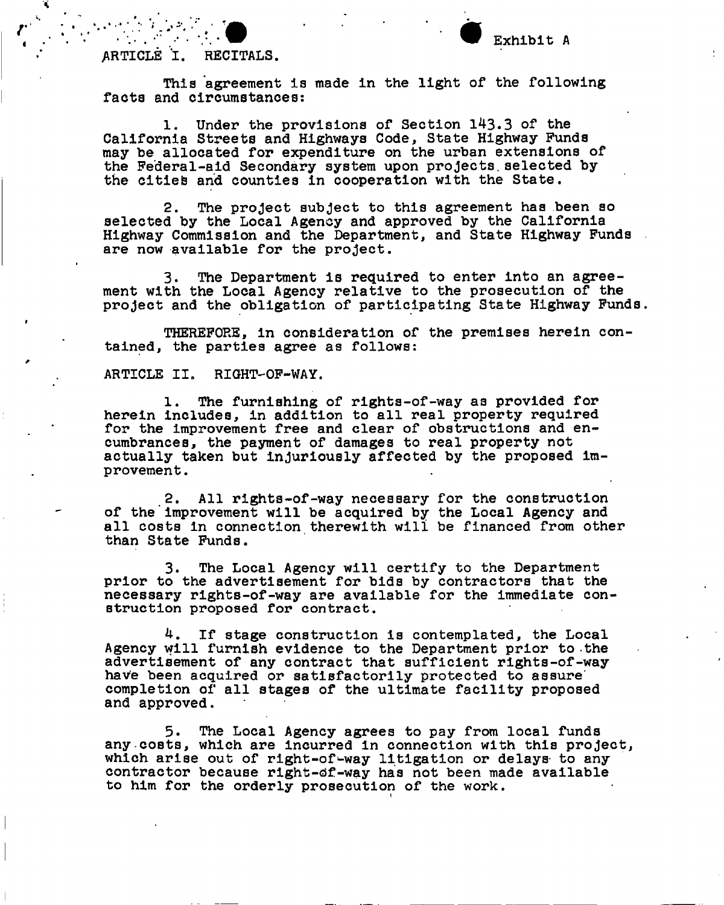Exhibit A

## ARTICLE I. RECITALS.

This agreement is made in the light of the following facts and circumstances:

1. Under the provisions of Section 143.3 of the California Streets and Highways Code, State Highway Funds may be allocated for expenditure on the urban extensions of the Federal-aid Secondary system upon projects selected by the cities and counties in cooperation with the State.

2. The project subject to this agreement has been so selected by the Local Agency and approved by the California Highway Commission and the Department, and State Highway Funds are now available for the project.

3. The Department is required to enter into an agreement with the Local Agency relative to the prosecution of the project and the obligation of participating State Highway Funds.

THEREFORE, in consideration of the premises herein contained, the parties agree as follows:

## ARTICLE II. RIGHT-OF-WAY.

1. The furnishing of rights-of-way as provided for herein includes, in addition to all real property required for the improvement free and clear of obstructions and encumbrances, the payment of damages to real property not actually taken but injuriously affected by the proposed improvement.

2. All rights-of-way necessary for the construction of the improvement will be acquired by the Local Agency and all costs in connection therewith will be financed from other than State Funds.

3. The Local Agency will certify to the Department prior to the advertisement for bids by contractors that the necessary rights-of-way are available for the immediate construction proposed for contract.

4. If stage construction is contemplated, the Local Agency will furnish evidence to the Department prior to the advertisement of any contract that sufficient rights-of-way have been acquired or satisfactorily protected to assure completion of all stages of the ultimate facility proposed and approved.

5. The Local Agency agrees to pay from local funds any costs, which are incurred in connection with this project, which arise out of right-of-way litigation or delays to any contractor because right-of-way has not been made available to him for the orderly prosecution of the work.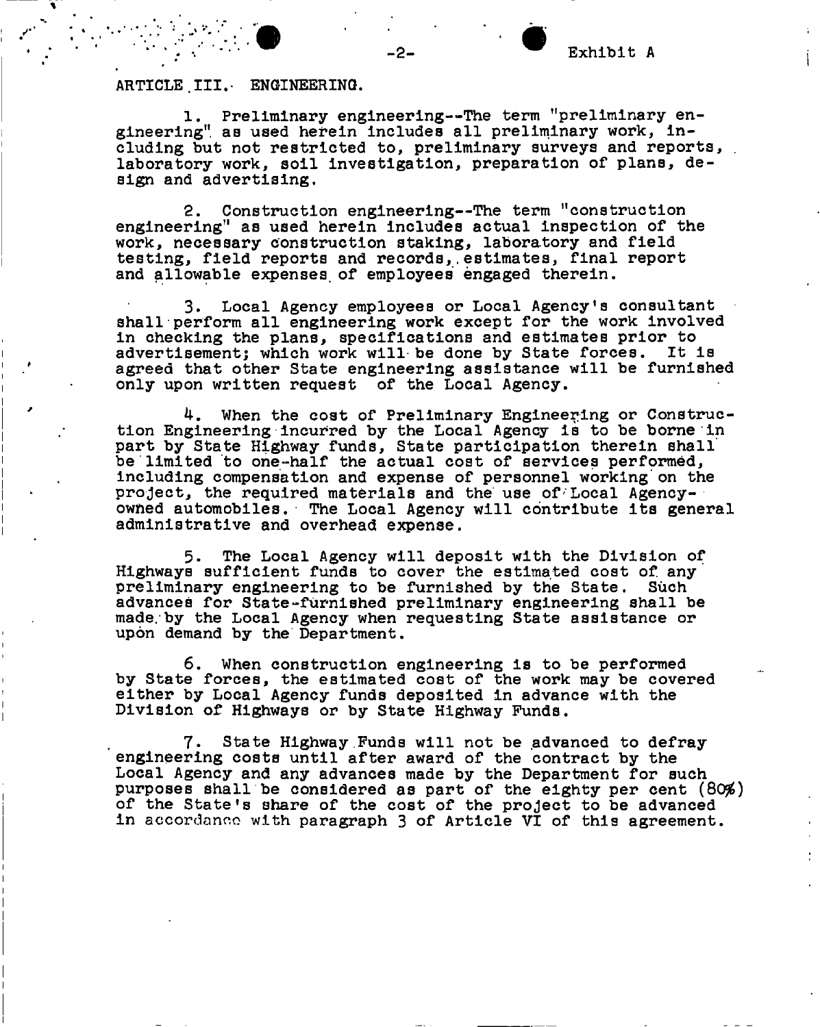Exhibit A

## ARTICLE III. ENGINEERING.

1. Preliminary engineering--The term "preliminary engineering" as used herein includes all preliminary work, including but not restricted to, preliminary surveys and reports, laboratory work, soil investigation, preparation of plans, design and advertising.

2. Construction engineering--The term "construction engineering" as used herein includes actual inspection of the work, necessary construction staking, laboratory and field testing, field reports and records, estimates, final report and allowable expenses of employees engaged therein.

3. Local Agency employees or Local Agency's consultant shall perform all engineering work except for the work involved in checking the plans, specifications and estimates prior to advertisement; which work will be done by State forces. It is agreed that other State engineering assistance will be furnished only upon written request of the Local Agency.

4. When the cost of Preliminary Engineering or Construction Engineering incurred by the Local Agency is to be borne in part by State Highway funds, State participation therein shall be limited to one-half the actual cost of services performed, including compensation and expense of personnel working on the project, the required materials and the use of Local Agency-owned automobiles. The Local Agency will contribute its general administrative and overhead expense.

5. The Local Agency will deposit with the Division of Highways sufficient funds to cover the estimated cost of any preliminary engineering to be furnished by the State. Such advances for State-furnished preliminary engineering shall be made by the Local Agency when requesting State assistance or upon demand by the Department.

6. When construction engineering is to be performed by State forces, the estimated cost of the work may be covered either by Local Agency funds deposited in advance with the Division of Highways or by State Highway Funds.

7. State Highway Funds will not be advanced to defray engineering costs until after award of the contract by the Local Agency and any advances made by the Department for such purposes shall be considered as part of the eighty per cent (80%) of the State's share of the cost of the project to be advanced in accordance with paragraph 3 of Article VI of this agreement.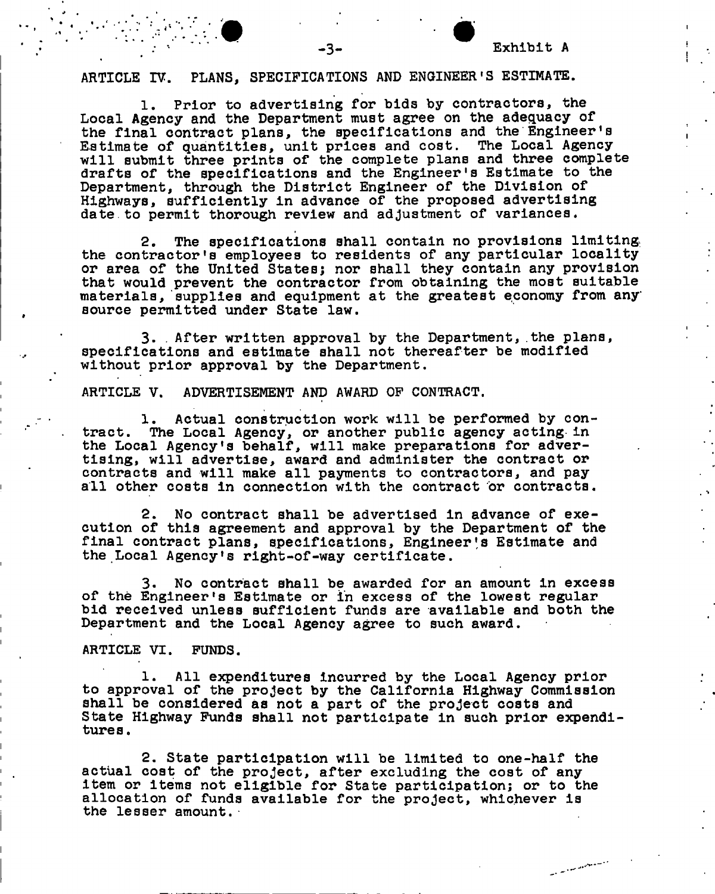Exhibit A

ARTICLE IV. PLANS, SPECIFICATIONS AND ENGINEER'S ESTIMATE.

1. Prior to advertising for bids by contractors, the Local Agency and the Department must agree on the adequacy of the final contract plans, the specifications and the Engineer's Estimate of quantities, unit prices and cost. The Local Agency will submit three prints of the complete plans and three complete drafts of the specifications and the Engineer's Estimate to the Department, through the District Engineer of the Division of Highways, sufficiently in advance of the proposed advertising date to permit thorough review and adjustment of variances.

2. The specifications shall contain no provisions limiting the contractor's employees to residents of any particular locality or area of the United States; nor shall they contain any provision that would prevent the contractor from obtaining the most suitable materials, supplies and equipment at the greatest economy from any source permitted under State law.

3. After written approval by the Department, the plans, specifications and estimate shall not thereafter be modified without prior approval by the Department.

ARTICLE V. ADVERTISEMENT AND AWARD OF CONTRACT.

1. Actual construction work will be performed by contract. The Local Agency, or another public agency acting in the Local Agency's behalf, will make preparations for advertising, will advertise, award and administer the contract or contracts and will make all payments to contractors, and pay all other costs in connection with the contract or contracts.

2. No contract shall be advertised in advance of execution of this agreement and approval by the Department of the final contract plans, specifications, Engineer's Estimate and the Local Agency's right-of-way certificate.

3. No contract shall be awarded for an amount in excess of the Engineer's Estimate or in excess of the lowest regular bid received unless sufficient funds are available and both the Department and the Local Agency agree to such award.

ARTICLE VI. FUNDS.

1. All expenditures incurred by the Local Agency prior to approval of the project by the California Highway Commission shall be considered as not a part of the project costs and State Highway Funds shall not participate in such prior expenditures.

2. State participation will be limited to one-half the actual cost of the project, after excluding the cost of any item or items not eligible for State participation; or to the allocation of funds available for the project, whichever is the lesser amount.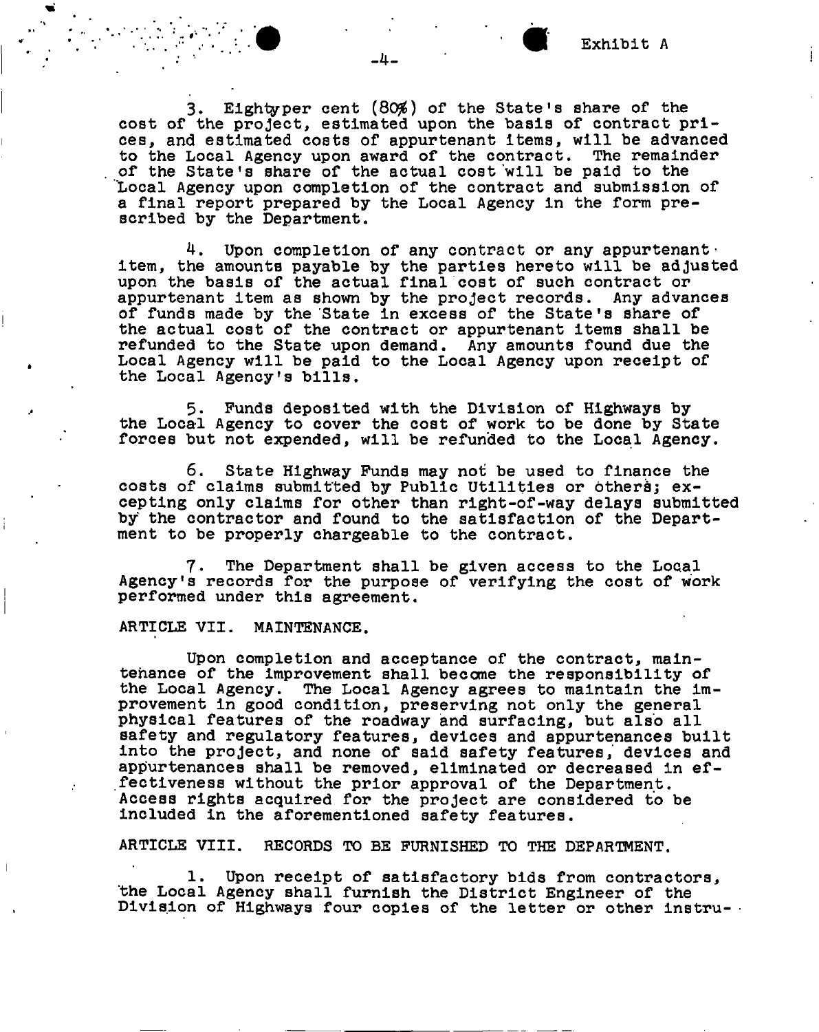Exhibit A

3. Eighty per cent (80%) of the State's share of the cost of the project, estimated upon the basis of contract prices, and estimated costs of appurtenant items, will be advanced to the Local Agency upon award of the contract. The remainder of the State's share of the actual cost will be paid to the Local Agency upon completion of the contract and submission of a final report prepared by the Local Agency in the form prescribed by the Department.

4. Upon completion of any contract or any appurtenant item, the amounts payable by the parties hereto will be adjusted upon the basis of the actual final cost of such contract or appurtenant item as shown by the project records. Any advances of funds made by the State in excess of the State's share of the actual cost of the contract or appurtenant items shall be refunded to the State upon demand. Any amounts found due the Local Agency will be paid to the Local Agency upon receipt of the Local Agency's bills.

5. Funds deposited with the Division of Highways by the Local Agency to cover the cost of work to be done by State forces but not expended, will be refunded to the Local Agency.

6. State Highway Funds may not be used to finance the costs of claims submitted by Public Utilities or others; excepting only claims for other than right-of-way delays submitted by the contractor and found to the satisfaction of the Department to be properly chargeable to the contract.

7. The Department shall be given access to the Local Agency's records for the purpose of verifying the cost of work performed under this agreement.

ARTICLE VII. MAINTENANCE.

Upon completion and acceptance of the contract, maintenance of the improvement shall become the responsibility of the Local Agency. The Local Agency agrees to maintain the improvement in good condition, preserving not only the general physical features of the roadway and surfacing, but also all safety and regulatory features, devices and appurtenances built into the project, and none of said safety features, devices and appurtenances shall be removed, eliminated or decreased in effectiveness without the prior approval of the Department. Access rights acquired for the project are considered to be included in the aforementioned safety features.

ARTICLE VIII. RECORDS TO BE FURNISHED TO THE DEPARTMENT.

1. Upon receipt of satisfactory bids from contractors, the Local Agency shall furnish the District Engineer of the Division of Highways four copies of the letter or other instru-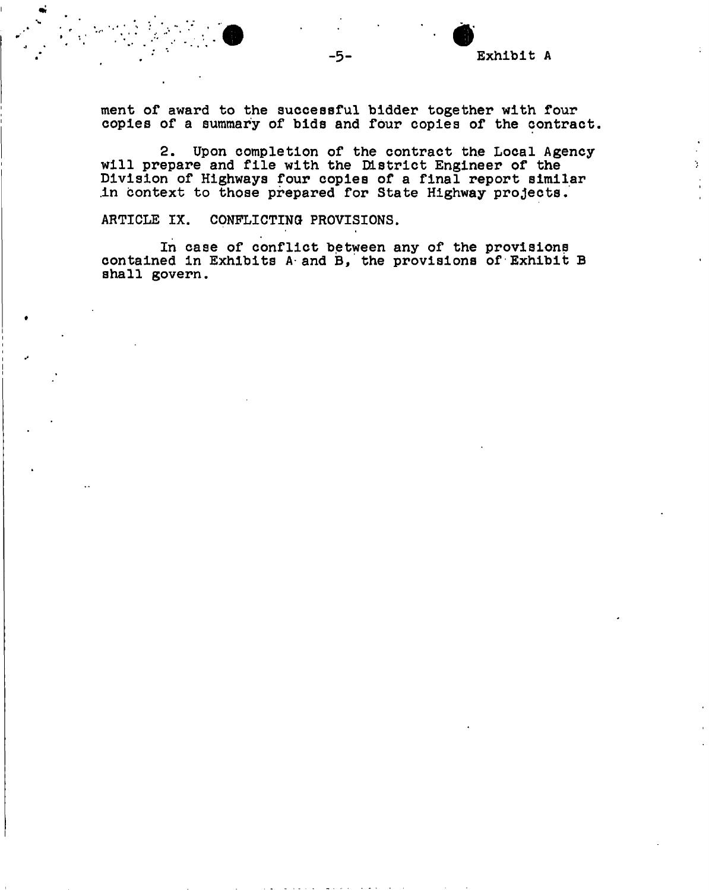ment of award to the successful bidder together with four copies of a summary of bids and four copies of the contract.

2. Upon completion of the contract the Local Agency will prepare and file with the District Engineer of the Division of Highways four copies of a final report similar in context to those prepared for State Highway projects.

ARTICLE IX. CONFLICTING PROVISIONS.

In case of conflict between any of the provisions contained in Exhibits A and B, the provisions of Exhibit B shall govern.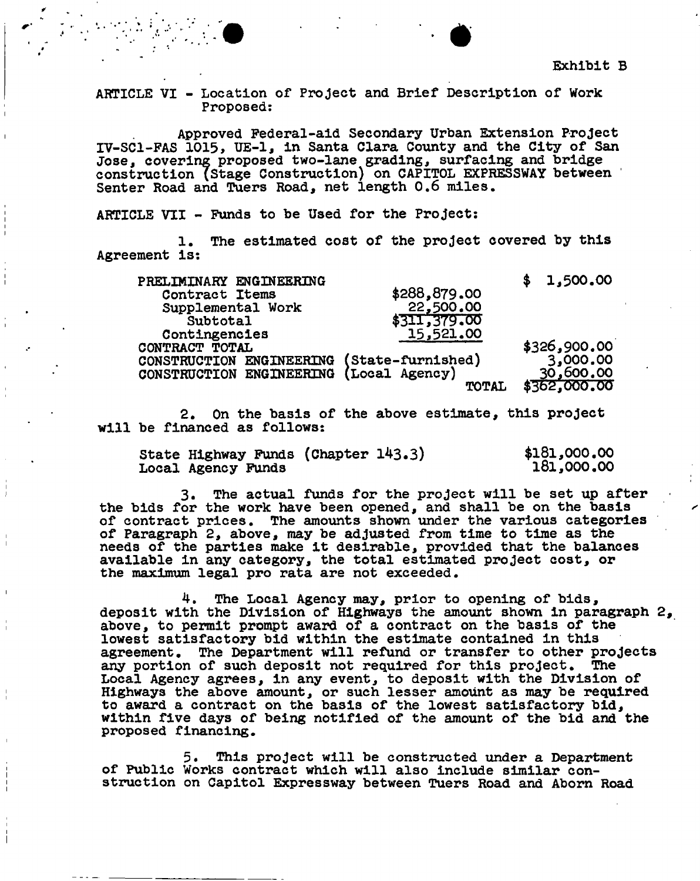Exhibit B

ARTICLE VI - Location of Project and Brief Description of Work Proposed:

Approved Federal-aid Secondary Urban Extension Project IV-SCl-FAS 1015, UE-1, in Santa Clara County and the City of San Jose, covering proposed two-lane grading, surfacing and bridge construction (Stage Construction) on CAPITOL EXPRESSWAY between Senter Road and Tuers Road, net length 0.6 miles.

ARTICLE VII - Funds to be Used for the Project:

1. The estimated cost of the project covered by this Agreement is:

| | | |
|---|---|---|
| PRELIMINARY ENGINEERING | | $ 1,500.00 |
| Contract Items | $288,879.00 | |
| Supplemental Work | 22,500.00 | |
| Subtotal | $311,379.00 | |
| Contingencies | 15,521.00 | |
| CONTRACT TOTAL | | $326,900.00 |
| CONSTRUCTION ENGINEERING (State-furnished) | | 3,000.00 |
| CONSTRUCTION ENGINEERING (Local Agency) | | 30,600.00 |
| TOTAL | | $362,000.00 |

2. On the basis of the above estimate, this project will be financed as follows:

| | |
|---|---|
| State Highway Funds (Chapter 143.3) | $181,000.00 |
| Local Agency Funds | 181,000.00 |

3. The actual funds for the project will be set up after the bids for the work have been opened, and shall be on the basis of contract prices. The amounts shown under the various categories of Paragraph 2, above, may be adjusted from time to time as the needs of the parties make it desirable, provided that the balances available in any category, the total estimated project cost, or the maximum legal pro rata are not exceeded.

4. The Local Agency may, prior to opening of bids, deposit with the Division of Highways the amount shown in paragraph 2, above, to permit prompt award of a contract on the basis of the lowest satisfactory bid within the estimate contained in this agreement. The Department will refund or transfer to other projects any portion of such deposit not required for this project. The Local Agency agrees, in any event, to deposit with the Division of Highways the above amount, or such lesser amount as may be required to award a contract on the basis of the lowest satisfactory bid, within five days of being notified of the amount of the bid and the proposed financing.

5. This project will be constructed under a Department of Public Works contract which will also include similar construction on Capitol Expressway between Tuers Road and Aborn Road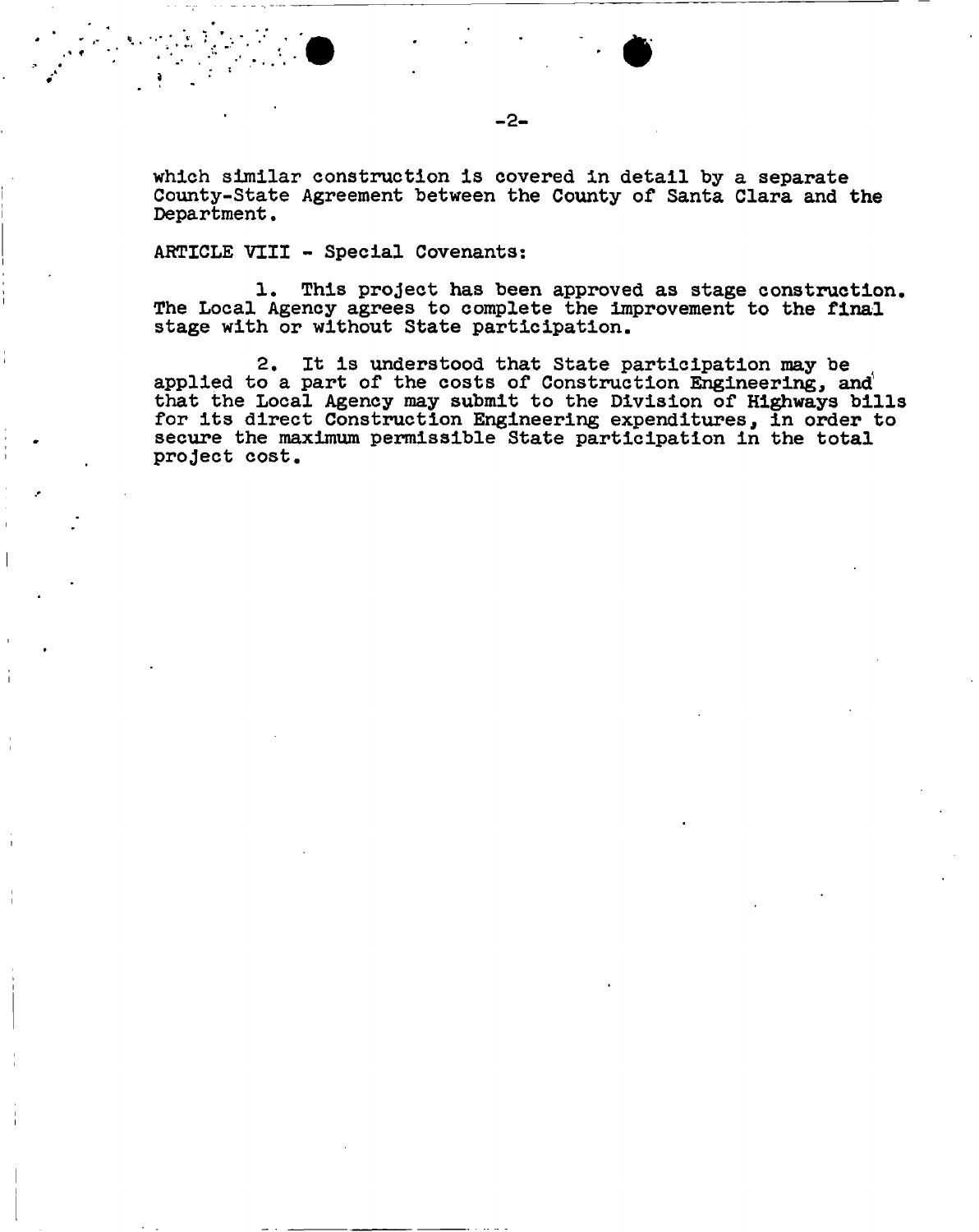which similar construction is covered in detail by a separate County-State Agreement between the County of Santa Clara and the Department.

ARTICLE VIII - Special Covenants:

1. This project has been approved as stage construction. The Local Agency agrees to complete the improvement to the final stage with or without State participation.

2. It is understood that State participation may be applied to a part of the costs of Construction Engineering, and that the Local Agency may submit to the Division of Highways bills for its direct Construction Engineering expenditures, in order to secure the maximum permissible State participation in the total project cost.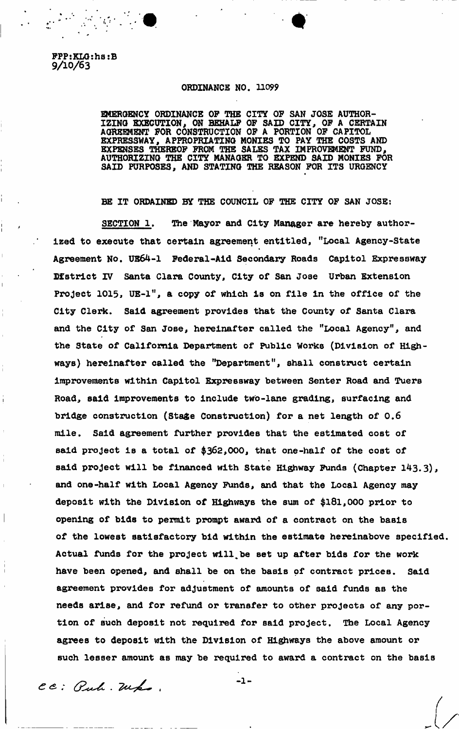FPP:KLG:hs:B
9/10/63

ORDINANCE NO. 11099

EMERGENCY ORDINANCE OF THE CITY OF SAN JOSE AUTHORIZING EXECUTION, ON BEHALF OF SAID CITY, OF A CERTAIN AGREEMENT FOR CONSTRUCTION OF A PORTION OF CAPITOL EXPRESSWAY, APPROPRIATING MONIES TO PAY THE COSTS AND EXPENSES THEREOF FROM THE SALES TAX IMPROVEMENT FUND, AUTHORIZING THE CITY MANAGER TO EXPEND SAID MONIES FOR SAID PURPOSES, AND STATING THE REASON FOR ITS URGENCY

BE IT ORDAINED BY THE COUNCIL OF THE CITY OF SAN JOSE:

SECTION 1. The Mayor and City Manager are hereby authorized to execute that certain agreement entitled, "Local Agency-State Agreement No. UE64-1 Federal-Aid Secondary Roads Capitol Expressway District IV Santa Clara County, City of San Jose Urban Extension Project 1015, UE-1", a copy of which is on file in the office of the City Clerk. Said agreement provides that the County of Santa Clara and the City of San Jose, hereinafter called the "Local Agency", and the State of California Department of Public Works (Division of Highways) hereinafter called the "Department", shall construct certain improvements within Capitol Expressway between Senter Road and Tuers Road, said improvements to include two-lane grading, surfacing and bridge construction (Stage Construction) for a net length of 0.6 mile. Said agreement further provides that the estimated cost of said project is a total of $362,000, that one-half of the cost of said project will be financed with State Highway Funds (Chapter 143.3), and one-half with Local Agency Funds, and that the Local Agency may deposit with the Division of Highways the sum of $181,000 prior to opening of bids to permit prompt award of a contract on the basis of the lowest satisfactory bid within the estimate hereinabove specified. Actual funds for the project will be set up after bids for the work have been opened, and shall be on the basis of contract prices. Said agreement provides for adjustment of amounts of said funds as the needs arise, and for refund or transfer to other projects of any portion of such deposit not required for said project. The Local Agency agrees to deposit with the Division of Highways the above amount or such lesser amount as may be required to award a contract on the basis

cc: Pub. Wks.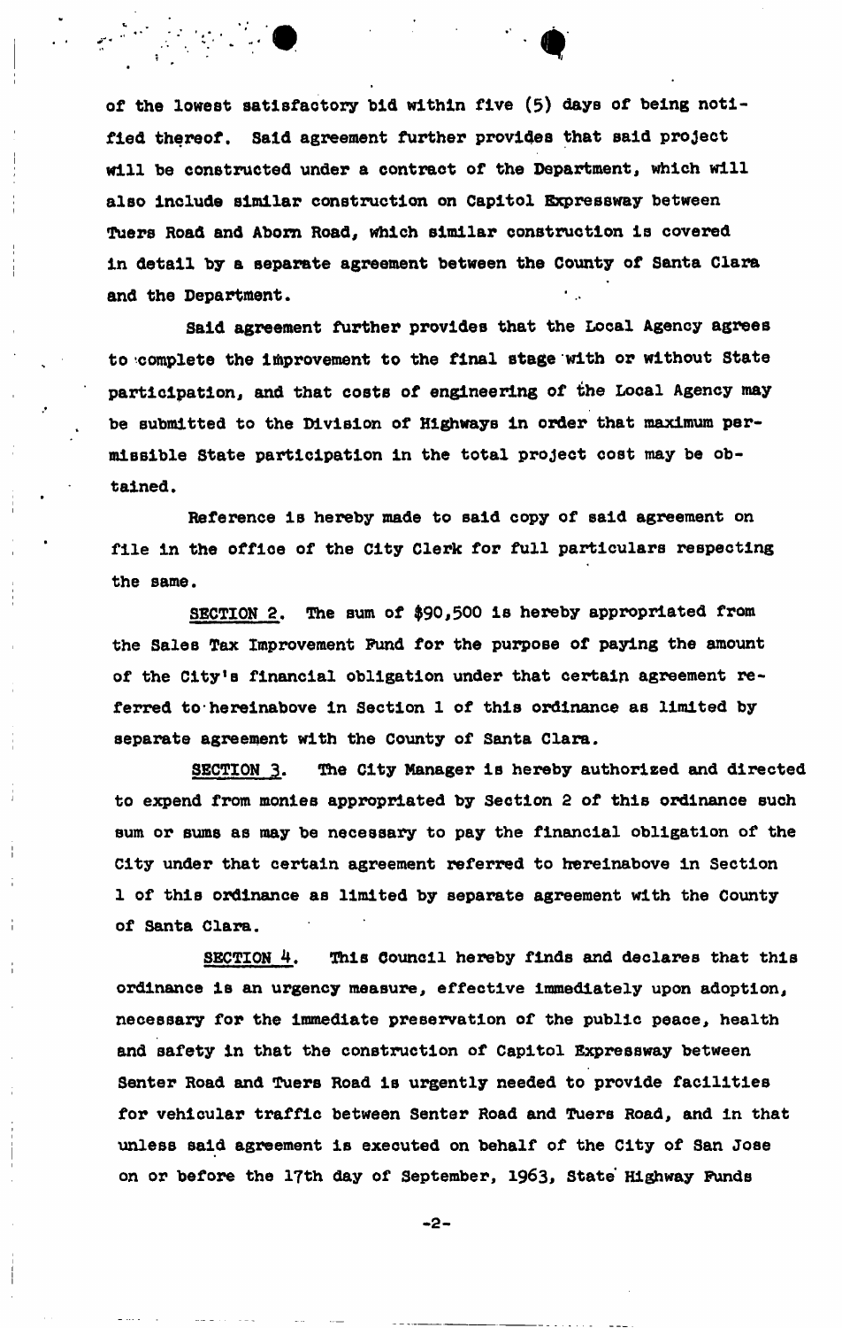of the lowest satisfactory bid within five (5) days of being notified thereof. Said agreement further provides that said project will be constructed under a contract of the Department, which will also include similar construction on Capitol Expressway between Tuers Road and Aborn Road, which similar construction is covered in detail by a separate agreement between the County of Santa Clara and the Department.

Said agreement further provides that the Local Agency agrees to complete the improvement to the final stage with or without State participation, and that costs of engineering of the Local Agency may be submitted to the Division of Highways in order that maximum permissible State participation in the total project cost may be obtained.

Reference is hereby made to said copy of said agreement on file in the office of the City Clerk for full particulars respecting the same.

SECTION 2. The sum of $90,500 is hereby appropriated from the Sales Tax Improvement Fund for the purpose of paying the amount of the City's financial obligation under that certain agreement referred to hereinabove in Section 1 of this ordinance as limited by separate agreement with the County of Santa Clara.

SECTION 3. The City Manager is hereby authorized and directed to expend from monies appropriated by Section 2 of this ordinance such sum or sums as may be necessary to pay the financial obligation of the City under that certain agreement referred to hereinabove in Section 1 of this ordinance as limited by separate agreement with the County of Santa Clara.

SECTION 4. This Council hereby finds and declares that this ordinance is an urgency measure, effective immediately upon adoption, necessary for the immediate preservation of the public peace, health and safety in that the construction of Capitol Expressway between Senter Road and Tuers Road is urgently needed to provide facilities for vehicular traffic between Senter Road and Tuers Road, and in that unless said agreement is executed on behalf of the City of San Jose on or before the 17th day of September, 1963, State Highway Funds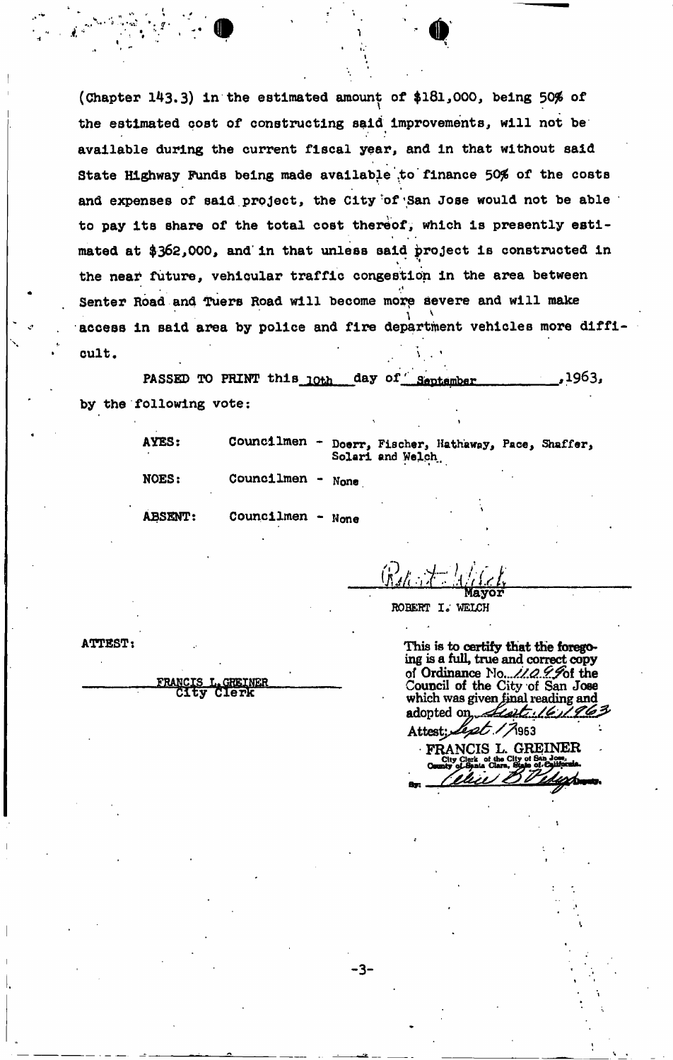(Chapter 143.3) in the estimated amount of $181,000, being 50% of the estimated cost of constructing said improvements, will not be available during the current fiscal year, and in that without said State Highway Funds being made available to finance 50% of the costs and expenses of said project, the City of San Jose would not be able to pay its share of the total cost thereof, which is presently estimated at $362,000, and in that unless said project is constructed in the near future, vehicular traffic congestion in the area between Senter Road and Tuers Road will become more severe and will make access in said area by police and fire department vehicles more difficult.

PASSED TO PRINT this 10th day of September, 1963, by the following vote:

AYES: Councilmen - Doerr, Fischer, Hathaway, Pace, Shaffer, Solari and Welch.

NOES: Councilmen - None

ABSENT: Councilmen - None

Robert I. Welch
Mayor
ROBERT I. WELCH

ATTEST:

FRANCIS L. GREINER
City Clerk

This is to certify that the foregoing is a full, true and correct copy of Ordinance No. 11099 of the Council of the City of San Jose which was given final reading and adopted on Sept. 16, 1963

Attest: Sept. 17 1963

FRANCIS L. GREINER
City Clerk of the City of San Jose, County of Santa Clara, State of California.

By: Celia B. Pedigo Deputy.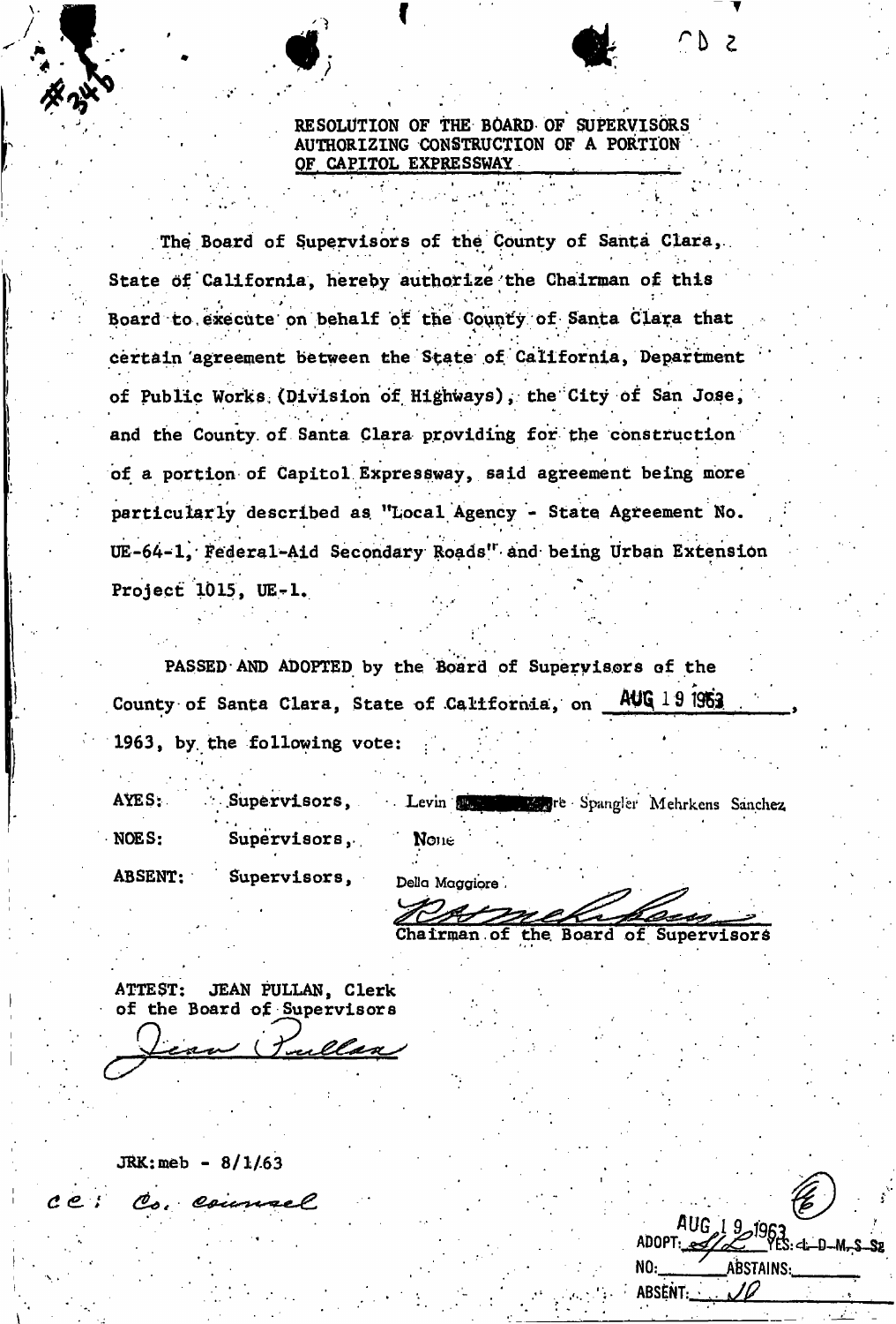#346

CD 2

RESOLUTION OF THE BOARD OF SUPERVISORS AUTHORIZING CONSTRUCTION OF A PORTION OF CAPITOL EXPRESSWAY

The Board of Supervisors of the County of Santa Clara, State of California, hereby authorize the Chairman of this Board to execute on behalf of the County of Santa Clara that certain agreement between the State of California, Department of Public Works (Division of Highways), the City of San Jose, and the County of Santa Clara providing for the construction of a portion of Capitol Expressway, said agreement being more particularly described as "Local Agency - State Agreement No. UE-64-1, Federal-Aid Secondary Roads" and being Urban Extension Project 1015, UE-1.

PASSED AND ADOPTED by the Board of Supervisors of the County of Santa Clara, State of California, on AUG 19 1963, 1963, by the following vote:

AYES: Supervisors, Levin ████re Spangler Mehrkens Sanchez

NOES: Supervisors, None

ABSENT: Supervisors, Della Maggiore

[signature]
Chairman of the Board of Supervisors

ATTEST: JEAN PULLAN, Clerk of the Board of Supervisors

[signature: Jean Pullan]

JRK:meb - 8/1/63

cc: Co. Counsel

(6)

ADOPT: AUG 19 1963 YES: 4 D-M, S-Sz
NO: ______ ABSTAINS: ______
ABSENT: DD